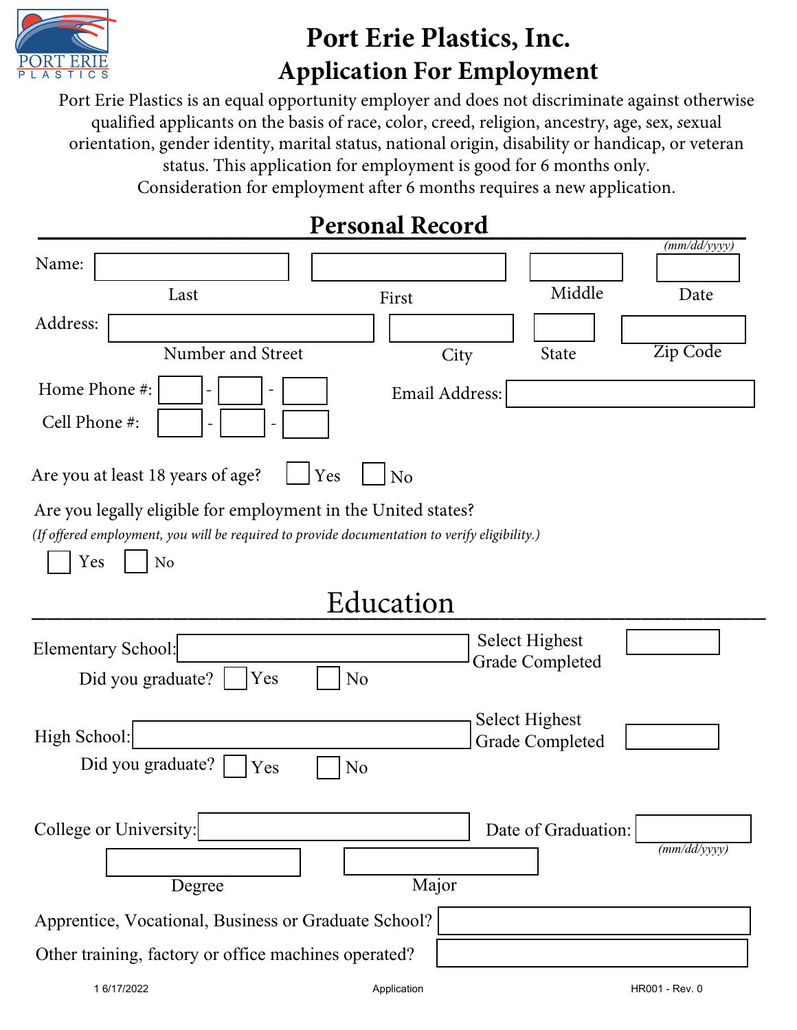# Port Erie Plastics, Inc.

## Application For Employment

Port Erie Plastics is an equal opportunity employer and does not discriminate against otherwise qualified applicants on the basis of race, color, creed, religion, ancestry, age, sex, sexual orientation, gender identity, marital status, national origin, disability or handicap, or veteran status. This application for employment is good for 6 months only. Consideration for employment after 6 months requires a new application.

## Personal Record

Name: ______ ______ ______ ______ *(mm/dd/yyyy)*

Last — First — Middle — Date

Address: ______ ______ ______ ______

Number and Street — City — State — Zip Code

Home Phone #: ___ - ___ - ___

Cell Phone #: ___ - ___ - ___

Email Address: ______

Are you at least 18 years of age? ☐ Yes ☐ No

Are you legally eligible for employment in the United states?

*(If offered employment, you will be required to provide documentation to verify eligibility.)*

☐ Yes ☐ No

## Education

Elementary School: ______ Select Highest Grade Completed ______

Did you graduate? ☐ Yes ☐ No

High School: ______ Select Highest Grade Completed ______

Did you graduate? ☐ Yes ☐ No

College or University: ______ Date of Graduation: ______ *(mm/dd/yyyy)*

Degree ______ Major ______

Apprentice, Vocational, Business or Graduate School? ______

Other training, factory or office machines operated? ______

1 6/17/2022 Application HR001 - Rev. 0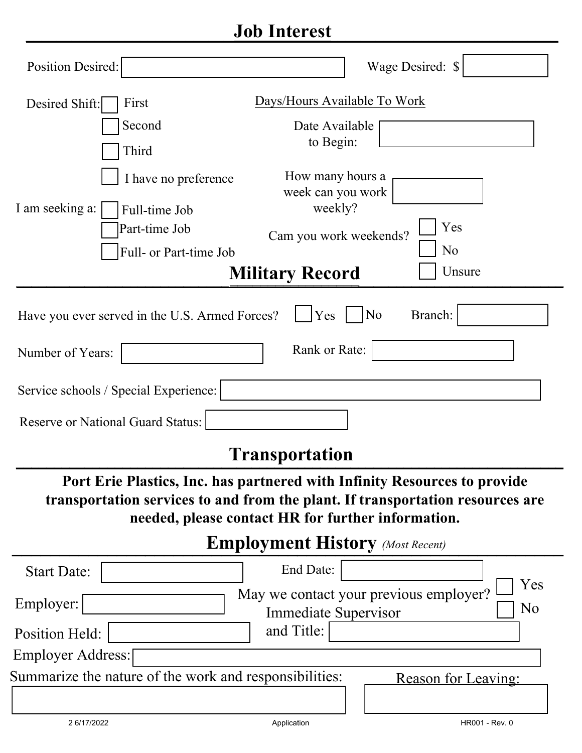## Job Interest

Position Desired: ______ Wage Desired: $ ______

Desired Shift:
- ☐ First
- ☐ Second
- ☐ Third
- ☐ I have no preference

I am seeking a:
- ☐ Full-time Job
- ☐ Part-time Job
- ☐ Full- or Part-time Job

Days/Hours Available To Work

Date Available to Begin: ______

How many hours a week can you work weekly? ______

Cam you work weekends?
- ☐ Yes
- ☐ No
- ☐ Unsure

## Military Record

Have you ever served in the U.S. Armed Forces? ☐ Yes ☐ No Branch: ______

Number of Years: ______ Rank or Rate: ______

Service schools / Special Experience: ______

Reserve or National Guard Status: ______

## Transportation

**Port Erie Plastics, Inc. has partnered with Infinity Resources to provide transportation services to and from the plant. If transportation resources are needed, please contact HR for further information.**

## Employment History *(Most Recent)*

Start Date: ______ End Date: ______

Employer: ______ May we contact your previous employer? ☐ Yes ☐ No

Position Held: ______ Immediate Supervisor and Title: ______

Employer Address: ______

Summarize the nature of the work and responsibilities: ______

Reason for Leaving: ______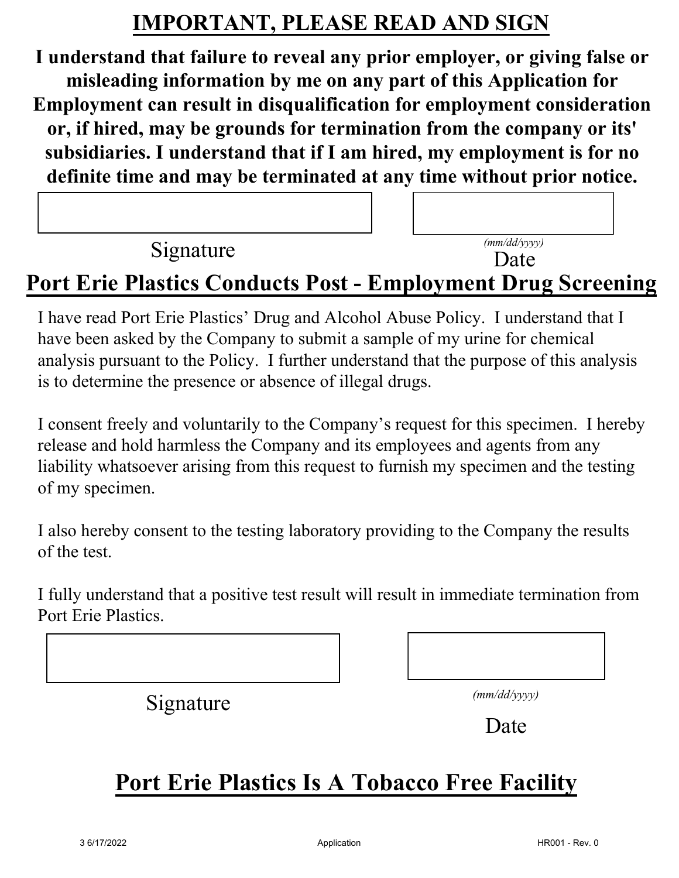# IMPORTANT, PLEASE READ AND SIGN

**I understand that failure to reveal any prior employer, or giving false or misleading information by me on any part of this Application for Employment can result in disqualification for employment consideration or, if hired, may be grounds for termination from the company or its' subsidiaries. I understand that if I am hired, my employment is for no definite time and may be terminated at any time without prior notice.**

Signature

*(mm/dd/yyyy)*

Date

## Port Erie Plastics Conducts Post - Employment Drug Screening

I have read Port Erie Plastics' Drug and Alcohol Abuse Policy. I understand that I have been asked by the Company to submit a sample of my urine for chemical analysis pursuant to the Policy. I further understand that the purpose of this analysis is to determine the presence or absence of illegal drugs.

I consent freely and voluntarily to the Company's request for this specimen. I hereby release and hold harmless the Company and its employees and agents from any liability whatsoever arising from this request to furnish my specimen and the testing of my specimen.

I also hereby consent to the testing laboratory providing to the Company the results of the test.

I fully understand that a positive test result will result in immediate termination from Port Erie Plastics.

Signature

*(mm/dd/yyyy)*

Date

## Port Erie Plastics Is A Tobacco Free Facility